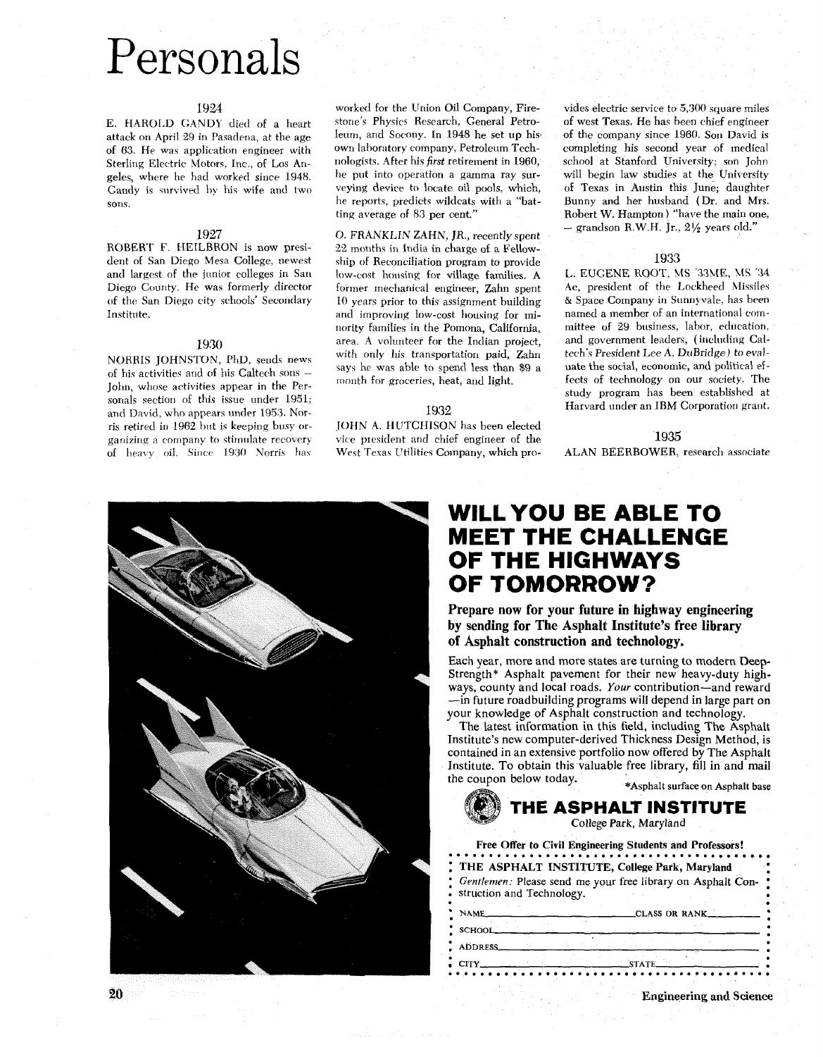# Personals

### 1924

E. HAROLD GANDY died of a heart attack on April 29 in Pasadena, at the age of 63. He was application engineer with Sterling Electric Motors, Inc., of Los Angeles, where he had worked since 1948. Gandy is survived by his wife and two sons.

### 1927

ROBERT F. HEILBRON is now president of San Diego Mesa College, newest and largest of the junior colleges in San Diego County. He was formerly director of the San Diego city schools' Secondary Institute.

### 1930

NORRIS JOHNSTON, PhD, sends news of his activities and of his Caltech sons – John, whose activities appear in the Personals section of this issue under 1951; and David, who appears under 1953. Norris retired in 1962 but is keeping busy organizing a company to stimulate recovery of heavy oil. Since 1930 Norris has worked for the Union Oil Company, Firestone's Physics Research, General Petroleum, and Socony. In 1948 he set up his own laboratory company, Petroleum Technologists. After his *first* retirement in 1960, he put into operation a gamma ray surveying device to locate oil pools, which, he reports, predicts wildcats with a "batting average of 83 per cent."

O. FRANKLIN ZAHN, JR., recently spent 22 months in India in charge of a Fellowship of Reconciliation program to provide low-cost housing for village families. A former mechanical engineer, Zahn spent 10 years prior to this assignment building and improving low-cost housing for minority families in the Pomona, California, area. A volunteer for the Indian project, with only his transportation paid, Zahn says he was able to spend less than $9 a month for groceries, heat, and light.

### 1932

JOHN A. HUTCHISON has been elected vice president and chief engineer of the West Texas Utilities Company, which provides electric service to 5,300 square miles of west Texas. He has been chief engineer of the company since 1960. Son David is completing his second year of medical school at Stanford University; son John will begin law studies at the University of Texas in Austin this June; daughter Bunny and her husband (Dr. and Mrs. Robert W. Hampton) "have the main one, – grandson R.W.H. Jr., 2½ years old."

### 1933

L. EUGENE ROOT, MS '33ME, MS '34 Ae, president of the Lockheed Missiles & Space Company in Sunnyvale, has been named a member of an international committee of 29 business, labor, education, and government leaders, (including Caltech's President Lee A. DuBridge) to evaluate the social, economic, and political effects of technology on our society. The study program has been established at Harvard under an IBM Corporation grant.

### 1935

ALAN BEERBOWER, research associate

# WILL YOU BE ABLE TO MEET THE CHALLENGE OF THE HIGHWAYS OF TOMORROW?

**Prepare now for your future in highway engineering by sending for The Asphalt Institute's free library of Asphalt construction and technology.**

Each year, more and more states are turning to modern Deep-Strength* Asphalt pavement for their new heavy-duty highways, county and local roads. *Your* contribution—and reward—in future roadbuilding programs will depend in large part on your knowledge of Asphalt construction and technology.

The latest information in this field, including The Asphalt Institute's new computer-derived Thickness Design Method, is contained in an extensive portfolio now offered by The Asphalt Institute. To obtain this valuable free library, fill in and mail the coupon below today.

*Asphalt surface on Asphalt base

**THE ASPHALT INSTITUTE**
College Park, Maryland

**Free Offer to Civil Engineering Students and Professors!**

**THE ASPHALT INSTITUTE, College Park, Maryland**

*Gentlemen:* Please send me your free library on Asphalt Construction and Technology.

NAME\_\_\_\_\_\_\_\_\_\_ CLASS OR RANK\_\_\_\_\_\_\_\_\_\_

SCHOOL\_\_\_\_\_\_\_\_\_\_

ADDRESS\_\_\_\_\_\_\_\_\_\_

CITY\_\_\_\_\_\_\_\_\_\_ STATE\_\_\_\_\_\_\_\_\_\_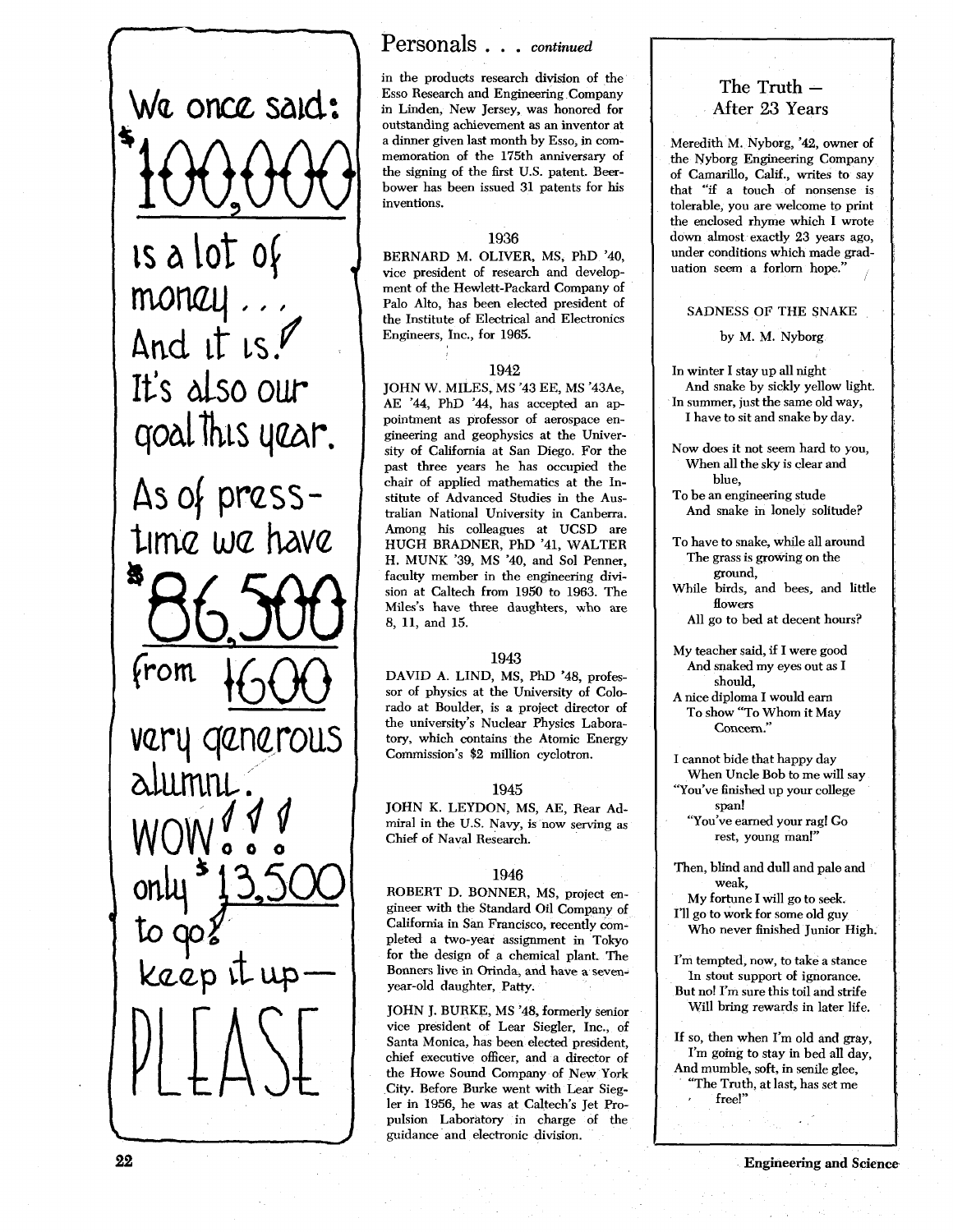We once said:

$100,000 is a lot of money . . . And it is! It's also our goal this year.

As of press-time we have $86,500 from 1600 very generous alumni.

WOW!!!

only $13,500 to go!

keep it up—

PLEASE

## Personals . . . *continued*

in the products research division of the Esso Research and Engineering Company in Linden, New Jersey, was honored for outstanding achievement as an inventor at a dinner given last month by Esso, in commemoration of the 175th anniversary of the signing of the first U.S. patent. Beerbower has been issued 31 patents for his inventions.

### 1936

BERNARD M. OLIVER, MS, PhD '40, vice president of research and development of the Hewlett-Packard Company of Palo Alto, has been elected president of the Institute of Electrical and Electronics Engineers, Inc., for 1965.

### 1942

JOHN W. MILES, MS '43 EE, MS '43Ae, AE '44, PhD '44, has accepted an appointment as professor of aerospace engineering and geophysics at the University of California at San Diego. For the past three years he has occupied the chair of applied mathematics at the Institute of Advanced Studies in the Australian National University in Canberra. Among his colleagues at UCSD are HUGH BRADNER, PhD '41, WALTER H. MUNK '39, MS '40, and Sol Penner, faculty member in the engineering division at Caltech from 1950 to 1963. The Miles's have three daughters, who are 8, 11, and 15.

### 1943

DAVID A. LIND, MS, PhD '48, professor of physics at the University of Colorado at Boulder, is a project director of the university's Nuclear Physics Laboratory, which contains the Atomic Energy Commission's $2 million cyclotron.

### 1945

JOHN K. LEYDON, MS, AE, Rear Admiral in the U.S. Navy, is now serving as Chief of Naval Research.

### 1946

ROBERT D. BONNER, MS, project engineer with the Standard Oil Company of California in San Francisco, recently completed a two-year assignment in Tokyo for the design of a chemical plant. The Bonners live in Orinda, and have a seven-year-old daughter, Patty.

JOHN J. BURKE, MS '48, formerly senior vice president of Lear Siegler, Inc., of Santa Monica, has been elected president, chief executive officer, and a director of the Howe Sound Company of New York City. Before Burke went with Lear Siegler in 1956, he was at Caltech's Jet Propulsion Laboratory in charge of the guidance and electronic division.

## The Truth — After 23 Years

Meredith M. Nyborg, '42, owner of the Nyborg Engineering Company of Camarillo, Calif., writes to say that "if a touch of nonsense is tolerable, you are welcome to print the enclosed rhyme which I wrote down almost exactly 23 years ago, under conditions which made graduation seem a forlorn hope."

### SADNESS OF THE SNAKE

by M. M. Nyborg

In winter I stay up all night
And snake by sickly yellow light.
In summer, just the same old way,
I have to sit and snake by day.

Now does it not seem hard to you,
When all the sky is clear and blue,
To be an engineering stude
And snake in lonely solitude?

To have to snake, while all around
The grass is growing on the ground,
While birds, and bees, and little flowers
All go to bed at decent hours?

My teacher said, if I were good
And snaked my eyes out as I should,
A nice diploma I would earn
To show "To Whom it May Concern."

I cannot bide that happy day
When Uncle Bob to me will say
"You've finished up your college span!
"You've earned your rag! Go rest, young man!"

Then, blind and dull and pale and weak,
My fortune I will go to seek.
I'll go to work for some old guy
Who never finished Junior High.

I'm tempted, now, to take a stance
In stout support of ignorance.
But no! I'm sure this toil and strife
Will bring rewards in later life.

If so, then when I'm old and gray,
I'm going to stay in bed all day,
And mumble, soft, in senile glee,
"The Truth, at last, has set me free!"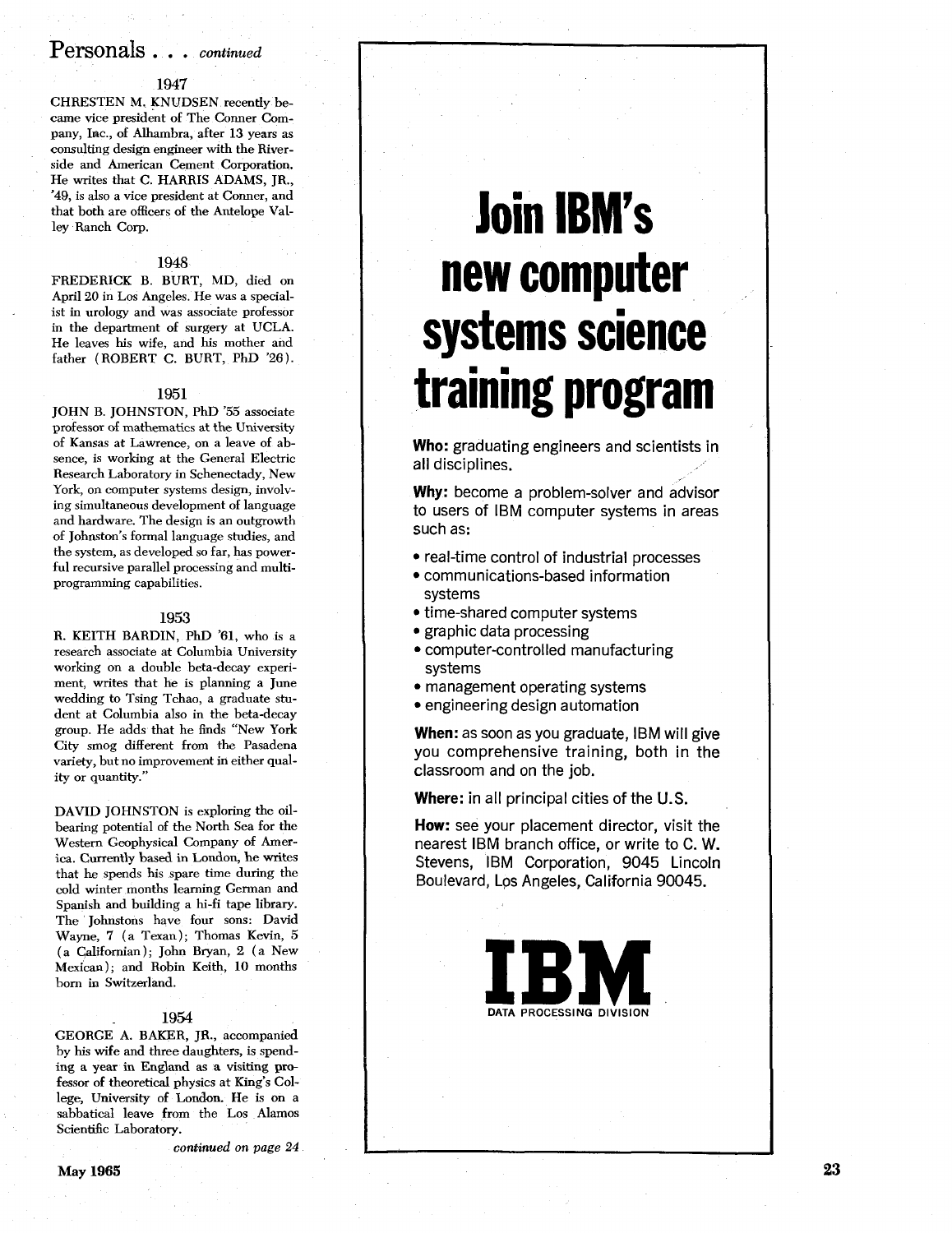## Personals . . . *continued*

### 1947

CHRESTEN M. KNUDSEN recently became vice president of The Conner Company, Inc., of Alhambra, after 13 years as consulting design engineer with the Riverside and American Cement Corporation. He writes that C. HARRIS ADAMS, JR., '49, is also a vice president at Conner, and that both are officers of the Antelope Valley Ranch Corp.

### 1948

FREDERICK B. BURT, MD, died on April 20 in Los Angeles. He was a specialist in urology and was associate professor in the department of surgery at UCLA. He leaves his wife, and his mother and father (ROBERT C. BURT, PhD '26).

### 1951

JOHN B. JOHNSTON, PhD '55 associate professor of mathematics at the University of Kansas at Lawrence, on a leave of absence, is working at the General Electric Research Laboratory in Schenectady, New York, on computer systems design, involving simultaneous development of language and hardware. The design is an outgrowth of Johnston's formal language studies, and the system, as developed so far, has powerful recursive parallel processing and multiprogramming capabilities.

### 1953

R. KEITH BARDIN, PhD '61, who is a research associate at Columbia University working on a double beta-decay experiment, writes that he is planning a June wedding to Tsing Tchao, a graduate student at Columbia also in the beta-decay group. He adds that he finds "New York City smog different from the Pasadena variety, but no improvement in either quality or quantity."

DAVID JOHNSTON is exploring the oil-bearing potential of the North Sea for the Western Geophysical Company of America. Currently based in London, he writes that he spends his spare time during the cold winter months learning German and Spanish and building a hi-fi tape library. The Johnstons have four sons: David Wayne, 7 (a Texan); Thomas Kevin, 5 (a Californian); John Bryan, 2 (a New Mexican); and Robin Keith, 10 months born in Switzerland.

### 1954

GEORGE A. BAKER, JR., accompanied by his wife and three daughters, is spending a year in England as a visiting professor of theoretical physics at King's College, University of London. He is on a sabbatical leave from the Los Alamos Scientific Laboratory.

*continued on page 24*

# Join IBM's new computer systems science training program

**Who:** graduating engineers and scientists in all disciplines.

**Why:** become a problem-solver and advisor to users of IBM computer systems in areas such as:

- real-time control of industrial processes
- communications-based information systems
- time-shared computer systems
- graphic data processing
- computer-controlled manufacturing systems
- management operating systems
- engineering design automation

**When:** as soon as you graduate, IBM will give you comprehensive training, both in the classroom and on the job.

**Where:** in all principal cities of the U.S.

**How:** see your placement director, visit the nearest IBM branch office, or write to C. W. Stevens, IBM Corporation, 9045 Lincoln Boulevard, Los Angeles, California 90045.

**IBM**

DATA PROCESSING DIVISION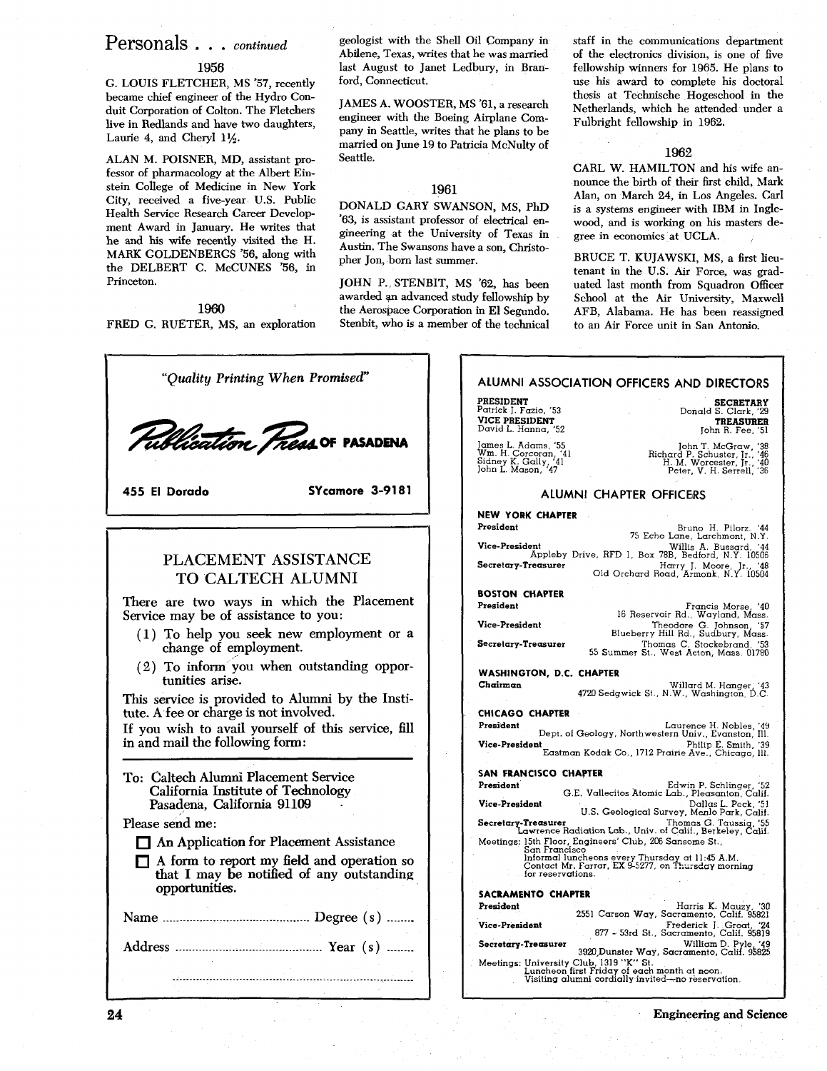## Personals . . . *continued*

### 1956

G. LOUIS FLETCHER, MS '57, recently became chief engineer of the Hydro Conduit Corporation of Colton. The Fletchers live in Redlands and have two daughters, Laurie 4, and Cheryl 1½.

ALAN M. POISNER, MD, assistant professor of pharmacology at the Albert Einstein College of Medicine in New York City, received a five-year U.S. Public Health Service Research Career Development Award in January. He writes that he and his wife recently visited the H. MARK GOLDENBERGS '56, along with the DELBERT C. McCUNES '56, in Princeton.

### 1960

FRED G. RUETER, MS, an exploration geologist with the Shell Oil Company in Abilene, Texas, writes that he was married last August to Janet Ledbury, in Branford, Connecticut.

JAMES A. WOOSTER, MS '61, a research engineer with the Boeing Airplane Company in Seattle, writes that he plans to be married on June 19 to Patricia McNulty of Seattle.

### 1961

DONALD GARY SWANSON, MS, PhD '63, is assistant professor of electrical engineering at the University of Texas in Austin. The Swansons have a son, Christopher Jon, born last summer.

JOHN P. STENBIT, MS '62, has been awarded an advanced study fellowship by the Aerospace Corporation in El Segundo. Stenbit, who is a member of the technical staff in the communications department of the electronics division, is one of five fellowship winners for 1965. He plans to use his award to complete his doctoral thesis at Technische Hogeschool in the Netherlands, which he attended under a Fulbright fellowship in 1962.

### 1962

CARL W. HAMILTON and his wife announce the birth of their first child, Mark Alan, on March 24, in Los Angeles. Carl is a systems engineer with IBM in Inglewood, and is working on his masters degree in economics at UCLA.

BRUCE T. KUJAWSKI, MS, a first lieutenant in the U.S. Air Force, was graduated last month from Squadron Officer School at the Air University, Maxwell AFB, Alabama. He has been reassigned to an Air Force unit in San Antonio.

---

*"Quality Printing When Promised"*

**Publication Press OF PASADENA**

**455 El Dorado** **SYcamore 3-9181**

---

## PLACEMENT ASSISTANCE TO CALTECH ALUMNI

There are two ways in which the Placement Service may be of assistance to you:

(1) To help you seek new employment or a change of employment.

(2) To inform you when outstanding opportunities arise.

This service is provided to Alumni by the Institute. A fee or charge is not involved.

If you wish to avail yourself of this service, fill in and mail the following form:

To: Caltech Alumni Placement Service
California Institute of Technology
Pasadena, California 91109

Please send me:

☐ An Application for Placement Assistance

☐ A form to report my field and operation so that I may be notified of any outstanding opportunities.

Name .................................... Degree (s) ........

Address .................................. Year (s) ........

...........................................................................

---

## ALUMNI ASSOCIATION OFFICERS AND DIRECTORS

**PRESIDENT**
Patrick J. Fazio, '53

**VICE PRESIDENT**
David L. Hanna, '52

**SECRETARY**
Donald S. Clark, '29

**TREASURER**
John R. Fee, '51

James L. Adams, '55
Wm. H. Corcoran, '41
Sidney K. Gally, '41
John L. Mason, '47

John T. McGraw, '38
Richard P. Schuster, Jr., '46
H. M. Worcester, Jr., '40
Peter, V. H. Serrell, '36

## ALUMNI CHAPTER OFFICERS

**NEW YORK CHAPTER**

**President** — Bruno H. Pilorz, '44, 75 Echo Lane, Larchmont, N.Y.
**Vice-President** — Willis A. Bussard, '44, Appleby Drive, RFD 1, Box 78B, Bedford, N.Y. 10506
**Secretary-Treasurer** — Harry J. Moore, Jr., '48, Old Orchard Road, Armonk, N.Y. 10504

**BOSTON CHAPTER**

**President** — Francis Morse, '40, 16 Reservoir Rd., Wayland, Mass.
**Vice-President** — Theodore G. Johnson, '57, Blueberry Hill Rd., Sudbury, Mass.
**Secretary-Treasurer** — Thomas C. Stockebrand, '53, 55 Summer St., West Acton, Mass. 01780

**WASHINGTON, D.C. CHAPTER**

**Chairman** — Willard M. Hanger, '43, 4720 Sedgwick St., N.W., Washington, D.C.

**CHICAGO CHAPTER**

**President** — Laurence H. Nobles, '49, Dept. of Geology, Northwestern Univ., Evanston, Ill.
**Vice-President** — Philip E. Smith, '39, Eastman Kodak Co., 1712 Prairie Ave., Chicago, Ill.

**SAN FRANCISCO CHAPTER**

**President** — Edwin P. Schlinger, '52, G.E. Vallecitos Atomic Lab., Pleasanton, Calif.
**Vice-President** — Dallas L. Peck, '51, U.S. Geological Survey, Menlo Park, Calif.
**Secretary-Treasurer** — Thomas G. Taussig, '55, Lawrence Radiation Lab., Univ. of Calif., Berkeley, Calif.

Meetings: 15th Floor, Engineers' Club, 206 Sansome St., San Francisco
Informal luncheons every Thursday at 11:45 A.M.
Contact Mr. Farrar, EX 9-5277, on Thursday morning for reservations.

**SACRAMENTO CHAPTER**

**President** — Harris K. Mauzy, '30, 2551 Carson Way, Sacramento, Calif. 95821
**Vice-President** — Frederick J. Groat, '24, 877 - 53rd St., Sacramento, Calif. 95819
**Secretary-Treasurer** — William D. Pyle, '49, 3920 Dunster Way, Sacramento, Calif. 95825

Meetings: University Club, 1319 "K" St.
Luncheon first Friday of each month at noon.
Visiting alumni cordially invited—no reservation.